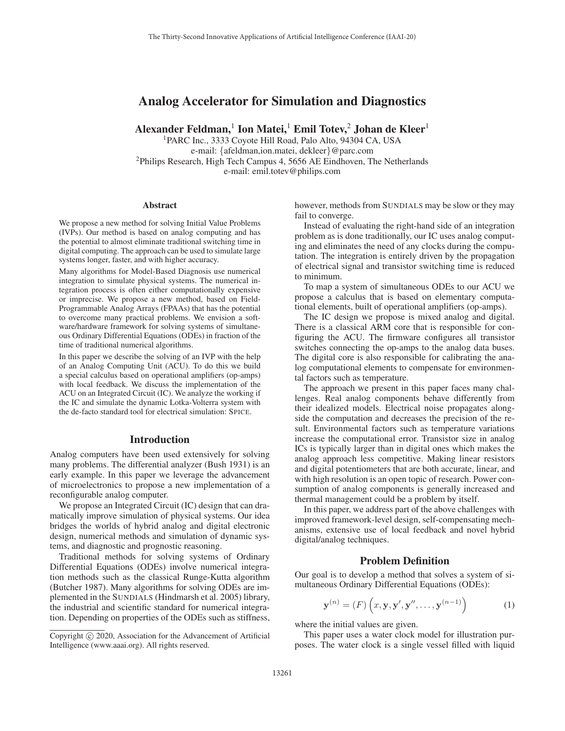# Analog Accelerator for Simulation and Diagnostics

**Alexander Feldman,[1] Ion Matei,[1] Emil Totev,[2] Johan de Kleer[1]**

[1]PARC Inc., 3333 Coyote Hill Road, Palo Alto, 94304 CA, USA
e-mail: {afeldman,ion.matei, dekleer}@parc.com
[2]Philips Research, High Tech Campus 4, 5656 AE Eindhoven, The Netherlands
e-mail: emil.totev@philips.com

## Abstract

We propose a new method for solving Initial Value Problems (IVPs). Our method is based on analog computing and has the potential to almost eliminate traditional switching time in digital computing. The approach can be used to simulate large systems longer, faster, and with higher accuracy.

Many algorithms for Model-Based Diagnosis use numerical integration to simulate physical systems. The numerical integration process is often either computationally expensive or imprecise. We propose a new method, based on Field-Programmable Analog Arrays (FPAAs) that has the potential to overcome many practical problems. We envision a software/hardware framework for solving systems of simultaneous Ordinary Differential Equations (ODEs) in fraction of the time of traditional numerical algorithms.

In this paper we describe the solving of an IVP with the help of an Analog Computing Unit (ACU). To do this we build a special calculus based on operational amplifiers (op-amps) with local feedback. We discuss the implementation of the ACU on an Integrated Circuit (IC). We analyze the working if the IC and simulate the dynamic Lotka-Volterra system with the de-facto standard tool for electrical simulation: SPICE.

## Introduction

Analog computers have been used extensively for solving many problems. The differential analyzer (Bush 1931) is an early example. In this paper we leverage the advancement of microelectronics to propose a new implementation of a reconfigurable analog computer.

We propose an Integrated Circuit (IC) design that can dramatically improve simulation of physical systems. Our idea bridges the worlds of hybrid analog and digital electronic design, numerical methods and simulation of dynamic systems, and diagnostic and prognostic reasoning.

Traditional methods for solving systems of Ordinary Differential Equations (ODEs) involve numerical integration methods such as the classical Runge-Kutta algorithm (Butcher 1987). Many algorithms for solving ODEs are implemented in the SUNDIALS (Hindmarsh et al. 2005) library, the industrial and scientific standard for numerical integration. Depending on properties of the ODEs such as stiffness, however, methods from SUNDIALS may be slow or they may fail to converge.

Instead of evaluating the right-hand side of an integration problem as is done traditionally, our IC uses analog computing and eliminates the need of any clocks during the computation. The integration is entirely driven by the propagation of electrical signal and transistor switching time is reduced to minimum.

To map a system of simultaneous ODEs to our ACU we propose a calculus that is based on elementary computational elements, built of operational amplifiers (op-amps).

The IC design we propose is mixed analog and digital. There is a classical ARM core that is responsible for configuring the ACU. The firmware configures all transistor switches connecting the op-amps to the analog data buses. The digital core is also responsible for calibrating the analog computational elements to compensate for environmental factors such as temperature.

The approach we present in this paper faces many challenges. Real analog components behave differently from their idealized models. Electrical noise propagates alongside the computation and decreases the precision of the result. Environmental factors such as temperature variations increase the computational error. Transistor size in analog ICs is typically larger than in digital ones which makes the analog approach less competitive. Making linear resistors and digital potentiometers that are both accurate, linear, and with high resolution is an open topic of research. Power consumption of analog components is generally increased and thermal management could be a problem by itself.

In this paper, we address part of the above challenges with improved framework-level design, self-compensating mechanisms, extensive use of local feedback and novel hybrid digital/analog techniques.

## Problem Definition

Our goal is to develop a method that solves a system of simultaneous Ordinary Differential Equations (ODEs):

$$\mathbf{y}^{(n)} = (F)\left(x, \mathbf{y}, \mathbf{y}', \mathbf{y}'', \ldots, \mathbf{y}^{(n-1)}\right) \tag{1}$$

where the initial values are given.

This paper uses a water clock model for illustration purposes. The water clock is a single vessel filled with liquid

Copyright © 2020, Association for the Advancement of Artificial Intelligence (www.aaai.org). All rights reserved.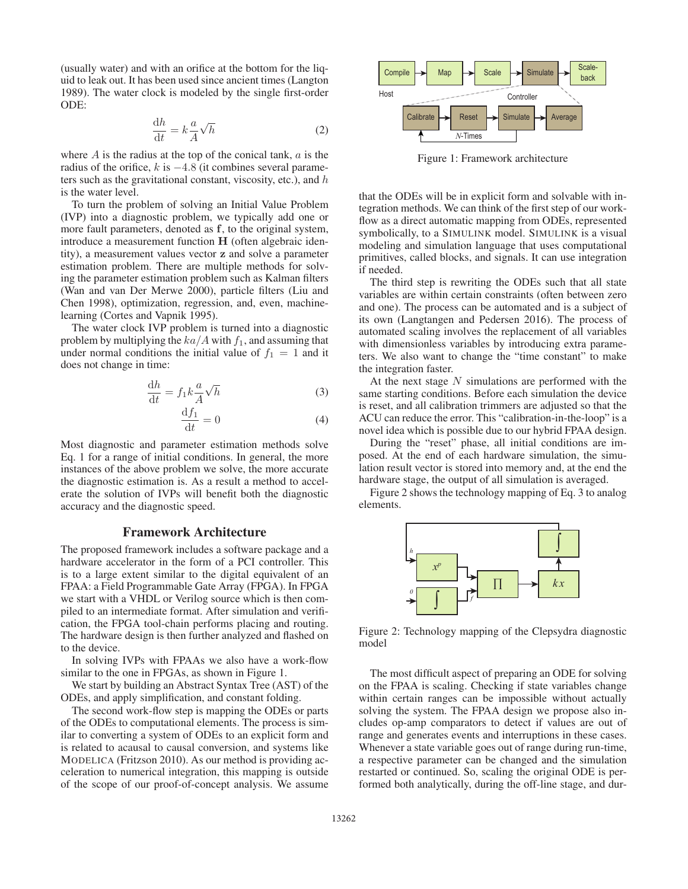(usually water) and with an orifice at the bottom for the liquid to leak out. It has been used since ancient times (Langton 1989). The water clock is modeled by the single first-order ODE:

$$\frac{\mathrm{d}h}{\mathrm{d}t} = k\frac{a}{A}\sqrt{h} \tag{2}$$

where $A$ is the radius at the top of the conical tank, $a$ is the radius of the orifice, $k$ is $-4.8$ (it combines several parameters such as the gravitational constant, viscosity, etc.), and $h$ is the water level.

To turn the problem of solving an Initial Value Problem (IVP) into a diagnostic problem, we typically add one or more fault parameters, denoted as $\mathbf{f}$, to the original system, introduce a measurement function $\mathbf{H}$ (often algebraic identity), a measurement values vector $\mathbf{z}$ and solve a parameter estimation problem. There are multiple methods for solving the parameter estimation problem such as Kalman filters (Wan and van Der Merwe 2000), particle filters (Liu and Chen 1998), optimization, regression, and, even, machine-learning (Cortes and Vapnik 1995).

The water clock IVP problem is turned into a diagnostic problem by multiplying the $ka/A$ with $f_1$, and assuming that under normal conditions the initial value of $f_1 = 1$ and it does not change in time:

$$\frac{\mathrm{d}h}{\mathrm{d}t} = f_1 k\frac{a}{A}\sqrt{h} \tag{3}$$

$$\frac{\mathrm{d}f_1}{\mathrm{d}t} = 0 \tag{4}$$

Most diagnostic and parameter estimation methods solve Eq. 1 for a range of initial conditions. In general, the more instances of the above problem we solve, the more accurate the diagnostic estimation is. As a result a method to accelerate the solution of IVPs will benefit both the diagnostic accuracy and the diagnostic speed.

## Framework Architecture

The proposed framework includes a software package and a hardware accelerator in the form of a PCI controller. This is to a large extent similar to the digital equivalent of an FPAA: a Field Programmable Gate Array (FPGA). In FPGA we start with a VHDL or Verilog source which is then compiled to an intermediate format. After simulation and verification, the FPGA tool-chain performs placing and routing. The hardware design is then further analyzed and flashed on to the device.

In solving IVPs with FPAAs we also have a work-flow similar to the one in FPGAs, as shown in Figure 1.

We start by building an Abstract Syntax Tree (AST) of the ODEs, and apply simplification, and constant folding.

The second work-flow step is mapping the ODEs or parts of the ODEs to computational elements. The process is similar to converting a system of ODEs to an explicit form and is related to acausal to causal conversion, and systems like MODELICA (Fritzson 2010). As our method is providing acceleration to numerical integration, this mapping is outside of the scope of our proof-of-concept analysis. We assume that the ODEs will be in explicit form and solvable with integration methods. We can think of the first step of our workflow as a direct automatic mapping from ODEs, represented symbolically, to a SIMULINK model. SIMULINK is a visual modeling and simulation language that uses computational primitives, called blocks, and signals. It can use integration if needed.

Compile
Map
Scale
Simulate
Scale-back
Host
Controller
Calibrate
Reset
Simulate
Average
$N$-Times

Figure 1: Framework architecture

The third step is rewriting the ODEs such that all state variables are within certain constraints (often between zero and one). The process can be automated and is a subject of its own (Langtangen and Pedersen 2016). The process of automated scaling involves the replacement of all variables with dimensionless variables by introducing extra parameters. We also want to change the "time constant" to make the integration faster.

At the next stage $N$ simulations are performed with the same starting conditions. Before each simulation the device is reset, and all calibration trimmers are adjusted so that the ACU can reduce the error. This "calibration-in-the-loop" is a novel idea which is possible due to our hybrid FPAA design.

During the "reset" phase, all initial conditions are imposed. At the end of each hardware simulation, the simulation result vector is stored into memory and, at the end the hardware stage, the output of all simulation is averaged.

Figure 2 shows the technology mapping of Eq. 3 to analog elements.

$h$
$x^p$
$0$
$\int$
$f$
$\prod$
$kx$
$\int$

Figure 2: Technology mapping of the Clepsydra diagnostic model

The most difficult aspect of preparing an ODE for solving on the FPAA is scaling. Checking if state variables change within certain ranges can be impossible without actually solving the system. The FPAA design we propose also includes op-amp comparators to detect if values are out of range and generates events and interruptions in these cases. Whenever a state variable goes out of range during run-time, a respective parameter can be changed and the simulation restarted or continued. So, scaling the original ODE is performed both analytically, during the off-line stage, and dur-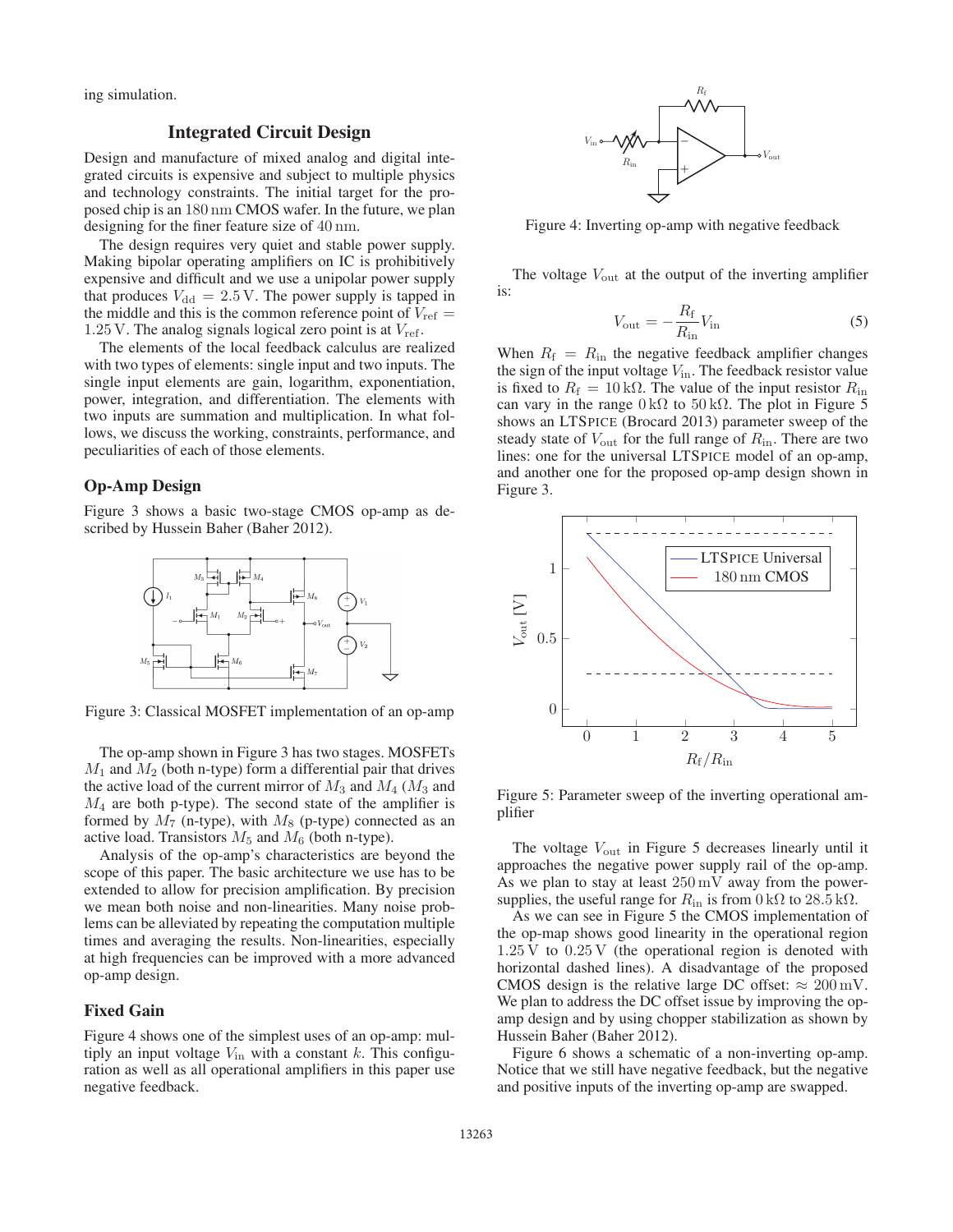ing simulation.

## Integrated Circuit Design

Design and manufacture of mixed analog and digital integrated circuits is expensive and subject to multiple physics and technology constraints. The initial target for the proposed chip is an $180\,\mathrm{nm}$ CMOS wafer. In the future, we plan designing for the finer feature size of $40\,\mathrm{nm}$.

The design requires very quiet and stable power supply. Making bipolar operating amplifiers on IC is prohibitively expensive and difficult and we use a unipolar power supply that produces $V_{\mathrm{dd}} = 2.5\,\mathrm{V}$. The power supply is tapped in the middle and this is the common reference point of $V_{\mathrm{ref}} = 1.25\,\mathrm{V}$. The analog signals logical zero point is at $V_{\mathrm{ref}}$.

The elements of the local feedback calculus are realized with two types of elements: single input and two inputs. The single input elements are gain, logarithm, exponentiation, power, integration, and differentiation. The elements with two inputs are summation and multiplication. In what follows, we discuss the working, constraints, performance, and peculiarities of each of those elements.

### Op-Amp Design

Figure 3 shows a basic two-stage CMOS op-amp as described by Hussein Baher (Baher 2012).

$I_1$ $M_3$ $M_4$ $M_8$ $V_1$ $M_1$ $M_2$ $V_{\mathrm{out}}$ $V_2$ $M_5$ $M_6$ $M_7$

Figure 3: Classical MOSFET implementation of an op-amp

The op-amp shown in Figure 3 has two stages. MOSFETs $M_1$ and $M_2$ (both n-type) form a differential pair that drives the active load of the current mirror of $M_3$ and $M_4$ ($M_3$ and $M_4$ are both p-type). The second state of the amplifier is formed by $M_7$ (n-type), with $M_8$ (p-type) connected as an active load. Transistors $M_5$ and $M_6$ (both n-type).

Analysis of the op-amp's characteristics are beyond the scope of this paper. The basic architecture we use has to be extended to allow for precision amplification. By precision we mean both noise and non-linearities. Many noise problems can be alleviated by repeating the computation multiple times and averaging the results. Non-linearities, especially at high frequencies can be improved with a more advanced op-amp design.

### Fixed Gain

Figure 4 shows one of the simplest uses of an op-amp: multiply an input voltage $V_{\mathrm{in}}$ with a constant $k$. This configuration as well as all operational amplifiers in this paper use negative feedback.

$R_{\mathrm{f}}$ $V_{\mathrm{in}}$ $R_{\mathrm{in}}$ $V_{\mathrm{out}}$

Figure 4: Inverting op-amp with negative feedback

The voltage $V_{\mathrm{out}}$ at the output of the inverting amplifier is:

$$V_{\mathrm{out}} = -\frac{R_{\mathrm{f}}}{R_{\mathrm{in}}} V_{\mathrm{in}} \tag{5}$$

When $R_{\mathrm{f}} = R_{\mathrm{in}}$ the negative feedback amplifier changes the sign of the input voltage $V_{\mathrm{in}}$. The feedback resistor value is fixed to $R_{\mathrm{f}} = 10\,\mathrm{k\Omega}$. The value of the input resistor $R_{\mathrm{in}}$ can vary in the range $0\,\mathrm{k\Omega}$ to $50\,\mathrm{k\Omega}$. The plot in Figure 5 shows an LTSPICE (Brocard 2013) parameter sweep of the steady state of $V_{\mathrm{out}}$ for the full range of $R_{\mathrm{in}}$. There are two lines: one for the universal LTSPICE model of an op-amp, and another one for the proposed op-amp design shown in Figure 3.

LTSPICE Universal
180 nm CMOS
$V_{\mathrm{out}}$ [V]
1
0.5
0
0 1 2 3 4 5
$R_{\mathrm{f}}/R_{\mathrm{in}}$

Figure 5: Parameter sweep of the inverting operational amplifier

The voltage $V_{\mathrm{out}}$ in Figure 5 decreases linearly until it approaches the negative power supply rail of the op-amp. As we plan to stay at least $250\,\mathrm{mV}$ away from the power-supplies, the useful range for $R_{\mathrm{in}}$ is from $0\,\mathrm{k\Omega}$ to $28.5\,\mathrm{k\Omega}$.

As we can see in Figure 5 the CMOS implementation of the op-map shows good linearity in the operational region $1.25\,\mathrm{V}$ to $0.25\,\mathrm{V}$ (the operational region is denoted with horizontal dashed lines). A disadvantage of the proposed CMOS design is the relative large DC offset: $\approx 200\,\mathrm{mV}$. We plan to address the DC offset issue by improving the op-amp design and by using chopper stabilization as shown by Hussein Baher (Baher 2012).

Figure 6 shows a schematic of a non-inverting op-amp. Notice that we still have negative feedback, but the negative and positive inputs of the inverting op-amp are swapped.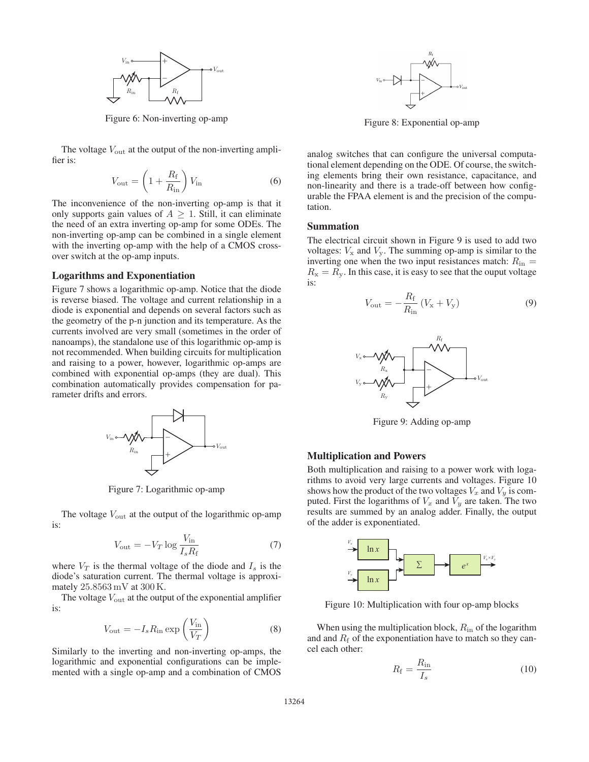Figure 6: Non-inverting op-amp

The voltage $V_{\mathrm{out}}$ at the output of the non-inverting amplifier is:

$$V_{\mathrm{out}} = \left(1 + \frac{R_{\mathrm{f}}}{R_{\mathrm{in}}}\right) V_{\mathrm{in}} \tag{6}$$

The inconvenience of the non-inverting op-amp is that it only supports gain values of $A \geq 1$. Still, it can eliminate the need of an extra inverting op-amp for some ODEs. The non-inverting op-amp can be combined in a single element with the inverting op-amp with the help of a CMOS crossover switch at the op-amp inputs.

### Logarithms and Exponentiation

Figure 7 shows a logarithmic op-amp. Notice that the diode is reverse biased. The voltage and current relationship in a diode is exponential and depends on several factors such as the geometry of the p-n junction and its temperature. As the currents involved are very small (sometimes in the order of nanoamps), the standalone use of this logarithmic op-amp is not recommended. When building circuits for multiplication and raising to a power, however, logarithmic op-amps are combined with exponential op-amps (they are dual). This combination automatically provides compensation for parameter drifts and errors.

Figure 7: Logarithmic op-amp

The voltage $V_{\mathrm{out}}$ at the output of the logarithmic op-amp is:

$$V_{\mathrm{out}} = -V_T \log \frac{V_{\mathrm{in}}}{I_s R_{\mathrm{f}}} \tag{7}$$

where $V_T$ is the thermal voltage of the diode and $I_s$ is the diode's saturation current. The thermal voltage is approximately $25.8563\,\mathrm{mV}$ at $300\,\mathrm{K}$.

The voltage $V_{\mathrm{out}}$ at the output of the exponential amplifier is:

$$V_{\mathrm{out}} = -I_s R_{\mathrm{in}} \exp\left(\frac{V_{\mathrm{in}}}{V_T}\right) \tag{8}$$

Similarly to the inverting and non-inverting op-amps, the logarithmic and exponential configurations can be implemented with a single op-amp and a combination of CMOS analog switches that can configure the universal computational element depending on the ODE. Of course, the switching elements bring their own resistance, capacitance, and non-linearity and there is a trade-off between how configurable the FPAA element is and the precision of the computation.

Figure 8: Exponential op-amp

### Summation

The electrical circuit shown in Figure 9 is used to add two voltages: $V_{\mathrm{x}}$ and $V_{\mathrm{y}}$. The summing op-amp is similar to the inverting one when the two input resistances match: $R_{\mathrm{in}} = R_{\mathrm{x}} = R_{\mathrm{y}}$. In this case, it is easy to see that the ouput voltage is:

$$V_{\mathrm{out}} = -\frac{R_{\mathrm{f}}}{R_{\mathrm{in}}} \left(V_{\mathrm{x}} + V_{\mathrm{y}}\right) \tag{9}$$

Figure 9: Adding op-amp

### Multiplication and Powers

Both multiplication and raising to a power work with logarithms to avoid very large currents and voltages. Figure 10 shows how the product of the two voltages $V_x$ and $V_y$ is computed. First the logarithms of $V_x$ and $V_y$ are taken. The two results are summed by an analog adder. Finally, the output of the adder is exponentiated.

Figure 10: Multiplication with four op-amp blocks

When using the multiplication block, $R_{\mathrm{in}}$ of the logarithm and and $R_{\mathrm{f}}$ of the exponentiation have to match so they cancel each other:

$$R_{\mathrm{f}} = \frac{R_{\mathrm{in}}}{I_s} \tag{10}$$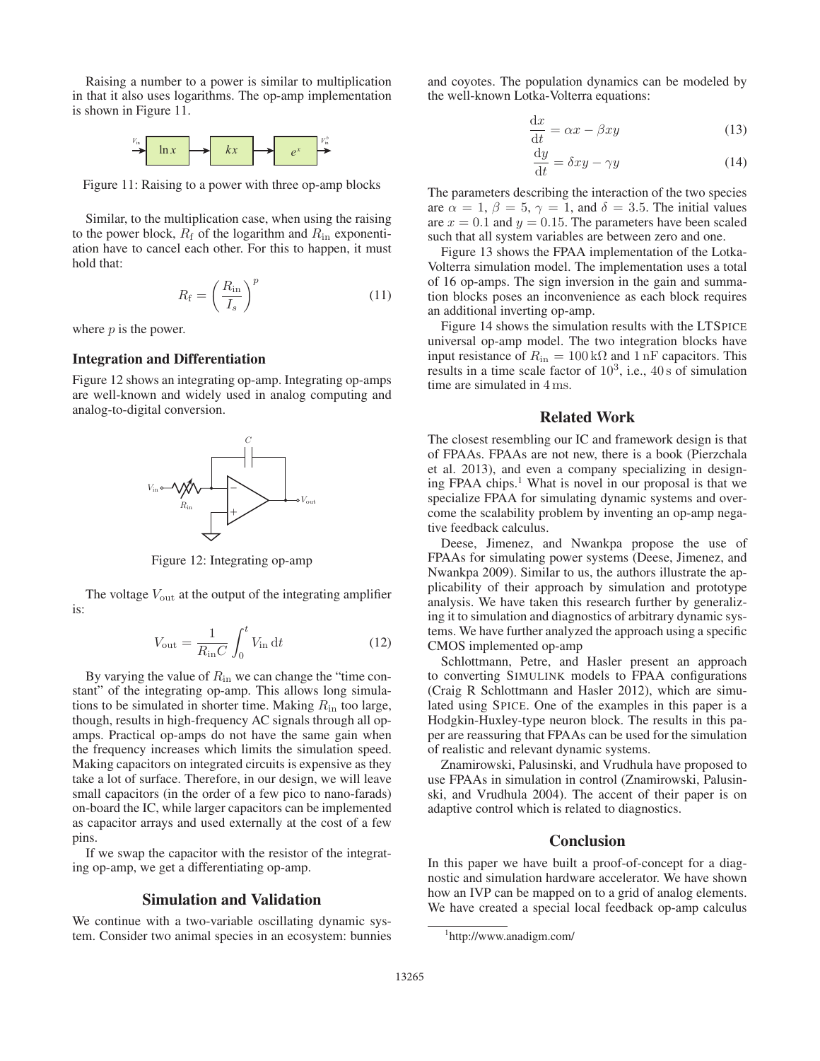Raising a number to a power is similar to multiplication in that it also uses logarithms. The op-amp implementation is shown in Figure 11.

$V_{in}$ → $\ln x$ → $kx$ → $e^x$ → $V_{in}^p$

Figure 11: Raising to a power with three op-amp blocks

Similar, to the multiplication case, when using the raising to the power block, $R_f$ of the logarithm and $R_{in}$ exponentiation have to cancel each other. For this to happen, it must hold that:

$$R_f = \left(\frac{R_{in}}{I_s}\right)^p \tag{11}$$

where $p$ is the power.

### Integration and Differentiation

Figure 12 shows an integrating op-amp. Integrating op-amps are well-known and widely used in analog computing and analog-to-digital conversion.

$C$
$V_{in}$
$R_{in}$
$V_{out}$

Figure 12: Integrating op-amp

The voltage $V_{out}$ at the output of the integrating amplifier is:

$$V_{out} = \frac{1}{R_{in}C}\int_0^t V_{in}\,\mathrm{d}t \tag{12}$$

By varying the value of $R_{in}$ we can change the "time constant" of the integrating op-amp. This allows long simulations to be simulated in shorter time. Making $R_{in}$ too large, though, results in high-frequency AC signals through all op-amps. Practical op-amps do not have the same gain when the frequency increases which limits the simulation speed. Making capacitors on integrated circuits is expensive as they take a lot of surface. Therefore, in our design, we will leave small capacitors (in the order of a few pico to nano-farads) on-board the IC, while larger capacitors can be implemented as capacitor arrays and used externally at the cost of a few pins.

If we swap the capacitor with the resistor of the integrating op-amp, we get a differentiating op-amp.

## Simulation and Validation

We continue with a two-variable oscillating dynamic system. Consider two animal species in an ecosystem: bunnies and coyotes. The population dynamics can be modeled by the well-known Lotka-Volterra equations:

$$\frac{\mathrm{d}x}{\mathrm{d}t} = \alpha x - \beta xy \tag{13}$$

$$\frac{\mathrm{d}y}{\mathrm{d}t} = \delta xy - \gamma y \tag{14}$$

The parameters describing the interaction of the two species are $\alpha = 1$, $\beta = 5$, $\gamma = 1$, and $\delta = 3.5$. The initial values are $x = 0.1$ and $y = 0.15$. The parameters have been scaled such that all system variables are between zero and one.

Figure 13 shows the FPAA implementation of the Lotka-Volterra simulation model. The implementation uses a total of 16 op-amps. The sign inversion in the gain and summation blocks poses an inconvenience as each block requires an additional inverting op-amp.

Figure 14 shows the simulation results with the LTSPICE universal op-amp model. The two integration blocks have input resistance of $R_{in} = 100\,\mathrm{k}\Omega$ and $1\,\mathrm{nF}$ capacitors. This results in a time scale factor of $10^3$, i.e., $40\,\mathrm{s}$ of simulation time are simulated in $4\,\mathrm{ms}$.

## Related Work

The closest resembling our IC and framework design is that of FPAAs. FPAAs are not new, there is a book (Pierzchala et al. 2013), and even a company specializing in designing FPAA chips.[1] What is novel in our proposal is that we specialize FPAA for simulating dynamic systems and overcome the scalability problem by inventing an op-amp negative feedback calculus.

Deese, Jimenez, and Nwankpa propose the use of FPAAs for simulating power systems (Deese, Jimenez, and Nwankpa 2009). Similar to us, the authors illustrate the applicability of their approach by simulation and prototype analysis. We have taken this research further by generalizing it to simulation and diagnostics of arbitrary dynamic systems. We have further analyzed the approach using a specific CMOS implemented op-amp

Schlottmann, Petre, and Hasler present an approach to converting SIMULINK models to FPAA configurations (Craig R Schlottmann and Hasler 2012), which are simulated using SPICE. One of the examples in this paper is a Hodgkin-Huxley-type neuron block. The results in this paper are reassuring that FPAAs can be used for the simulation of realistic and relevant dynamic systems.

Znamirowski, Palusinski, and Vrudhula have proposed to use FPAAs in simulation in control (Znamirowski, Palusinski, and Vrudhula 2004). The accent of their paper is on adaptive control which is related to diagnostics.

## Conclusion

In this paper we have built a proof-of-concept for a diagnostic and simulation hardware accelerator. We have shown how an IVP can be mapped on to a grid of analog elements. We have created a special local feedback op-amp calculus

[1] http://www.anadigm.com/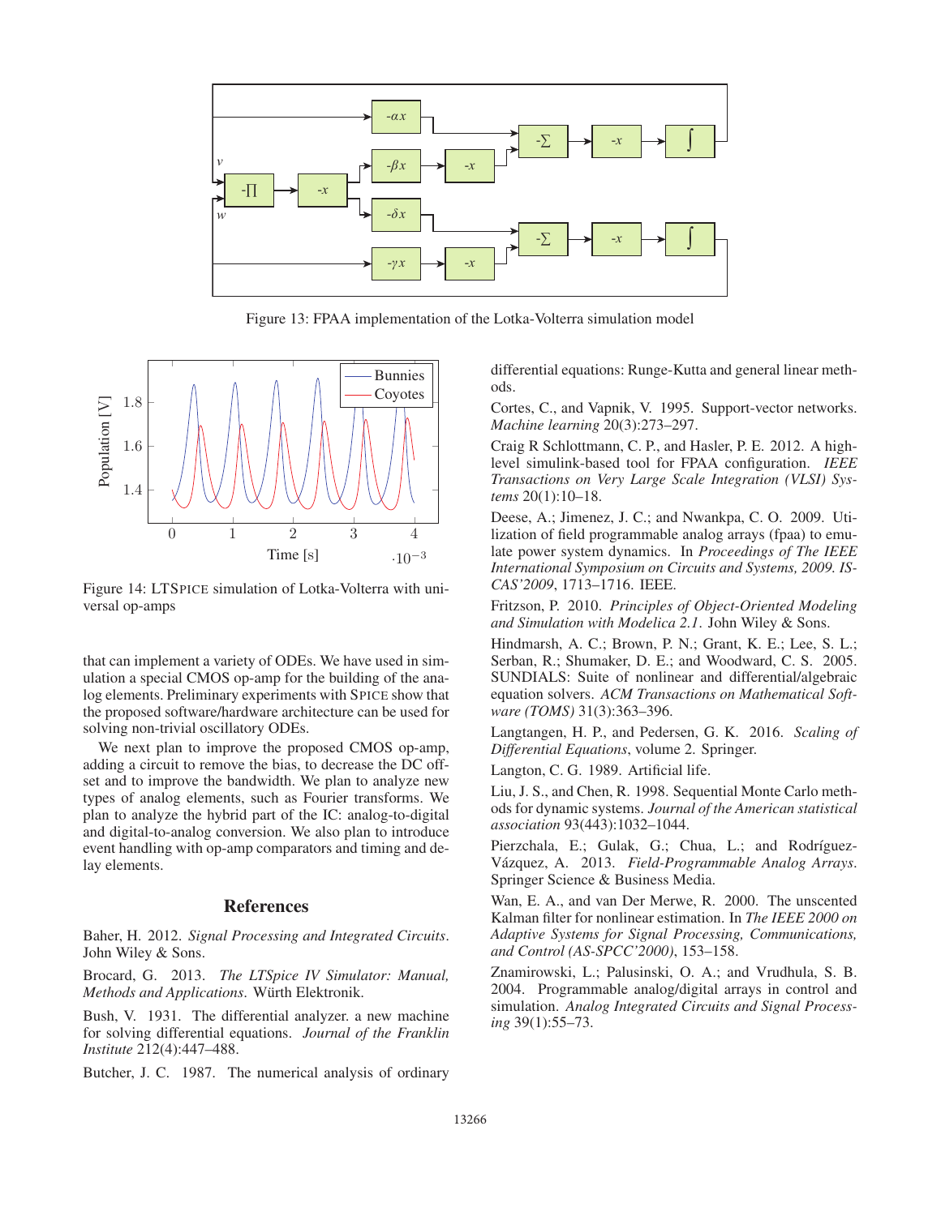-αx

-βx

-x

-δx

-γx

-x

-Π

-x

-Σ

-x

∫

-Σ

-x

∫

v

w

Figure 13: FPAA implementation of the Lotka-Volterra simulation model

Bunnies

Coyotes

Population [V]

1.8

1.6

1.4

0

1

2

3

4

Time [s]

$\cdot 10^{-3}$

Figure 14: LTSPICE simulation of Lotka-Volterra with universal op-amps

that can implement a variety of ODEs. We have used in simulation a special CMOS op-amp for the building of the analog elements. Preliminary experiments with SPICE show that the proposed software/hardware architecture can be used for solving non-trivial oscillatory ODEs.

We next plan to improve the proposed CMOS op-amp, adding a circuit to remove the bias, to decrease the DC offset and to improve the bandwidth. We plan to analyze new types of analog elements, such as Fourier transforms. We plan to analyze the hybrid part of the IC: analog-to-digital and digital-to-analog conversion. We also plan to introduce event handling with op-amp comparators and timing and delay elements.

## References

Baher, H. 2012. *Signal Processing and Integrated Circuits*. John Wiley & Sons.

Brocard, G. 2013. *The LTSpice IV Simulator: Manual, Methods and Applications*. Würth Elektronik.

Bush, V. 1931. The differential analyzer. a new machine for solving differential equations. *Journal of the Franklin Institute* 212(4):447–488.

Butcher, J. C. 1987. The numerical analysis of ordinary differential equations: Runge-Kutta and general linear methods.

Cortes, C., and Vapnik, V. 1995. Support-vector networks. *Machine learning* 20(3):273–297.

Craig R Schlottmann, C. P., and Hasler, P. E. 2012. A high-level simulink-based tool for FPAA configuration. *IEEE Transactions on Very Large Scale Integration (VLSI) Systems* 20(1):10–18.

Deese, A.; Jimenez, J. C.; and Nwankpa, C. O. 2009. Utilization of field programmable analog arrays (fpaa) to emulate power system dynamics. In *Proceedings of The IEEE International Symposium on Circuits and Systems, 2009. ISCAS'2009*, 1713–1716. IEEE.

Fritzson, P. 2010. *Principles of Object-Oriented Modeling and Simulation with Modelica 2.1*. John Wiley & Sons.

Hindmarsh, A. C.; Brown, P. N.; Grant, K. E.; Lee, S. L.; Serban, R.; Shumaker, D. E.; and Woodward, C. S. 2005. SUNDIALS: Suite of nonlinear and differential/algebraic equation solvers. *ACM Transactions on Mathematical Software (TOMS)* 31(3):363–396.

Langtangen, H. P., and Pedersen, G. K. 2016. *Scaling of Differential Equations*, volume 2. Springer.

Langton, C. G. 1989. Artificial life.

Liu, J. S., and Chen, R. 1998. Sequential Monte Carlo methods for dynamic systems. *Journal of the American statistical association* 93(443):1032–1044.

Pierzchala, E.; Gulak, G.; Chua, L.; and Rodríguez-Vázquez, A. 2013. *Field-Programmable Analog Arrays*. Springer Science & Business Media.

Wan, E. A., and van Der Merwe, R. 2000. The unscented Kalman filter for nonlinear estimation. In *The IEEE 2000 on Adaptive Systems for Signal Processing, Communications, and Control (AS-SPCC'2000)*, 153–158.

Znamirowski, L.; Palusinski, O. A.; and Vrudhula, S. B. 2004. Programmable analog/digital arrays in control and simulation. *Analog Integrated Circuits and Signal Processing* 39(1):55–73.